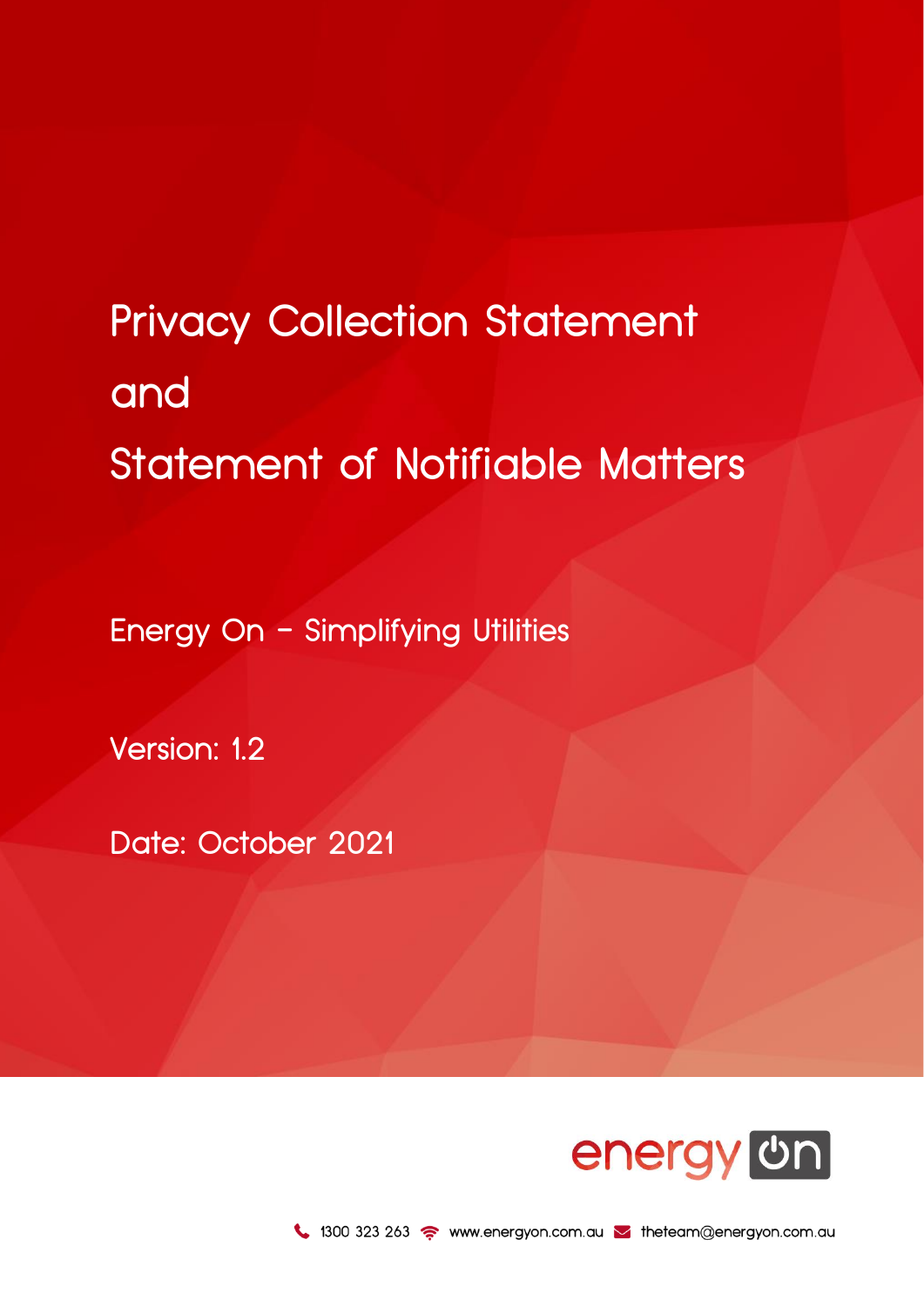# Privacy Collection Statement and Statement of Notifiable Matters

Energy On – Simplifying Utilities

Version: 1.2

Date: October 2021

energy on

1300 323 263 www.energyon.com.au theteam@energyon.com.au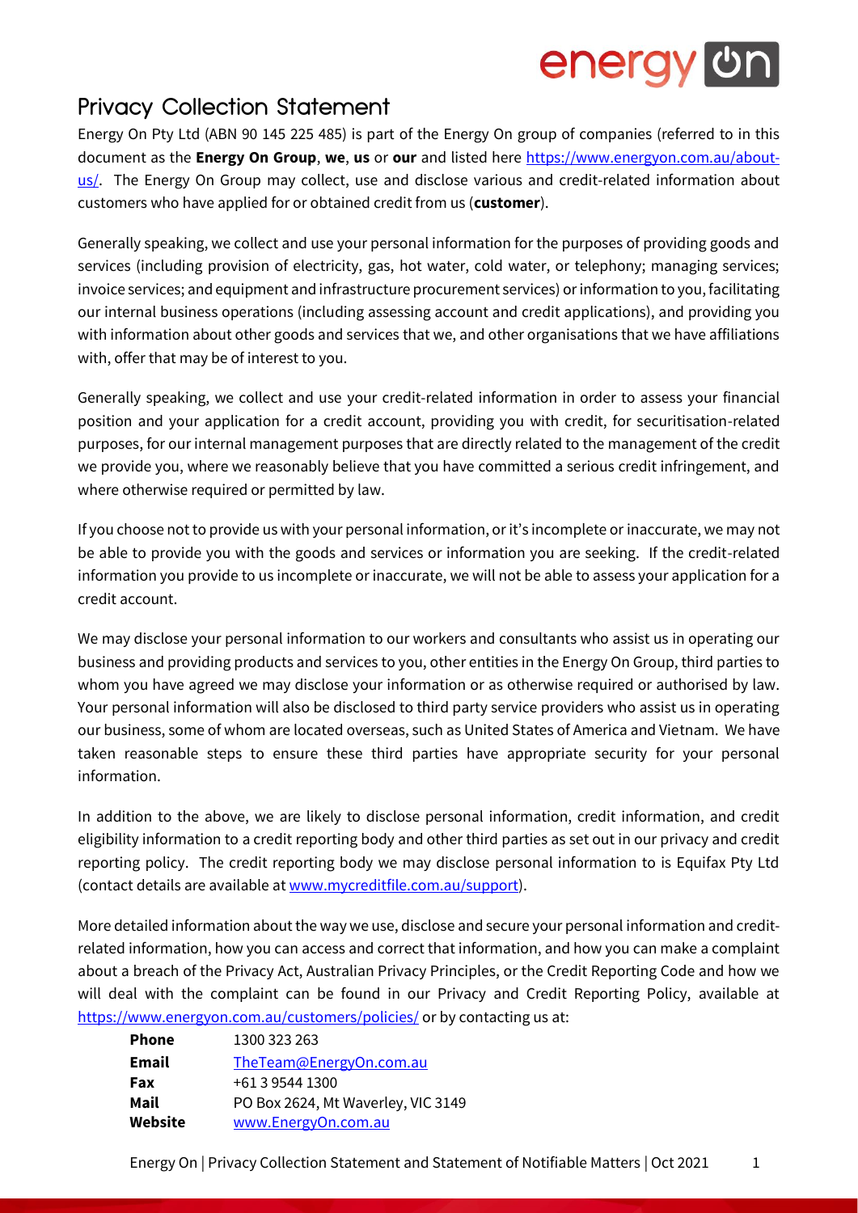## Privacy Collection Statement

Energy On Pty Ltd (ABN 90 145 225 485) is part of the Energy On group of companies (referred to in this document as the **Energy On Group**, **we**, **us** or **our** and listed here [https://www.energyon.com.au/about-us/](https://www.energyon.com.au/about-us/). The Energy On Group may collect, use and disclose various and credit-related information about customers who have applied for or obtained credit from us (**customer**).

Generally speaking, we collect and use your personal information for the purposes of providing goods and services (including provision of electricity, gas, hot water, cold water, or telephony; managing services; invoice services; and equipment and infrastructure procurement services) or information to you, facilitating our internal business operations (including assessing account and credit applications), and providing you with information about other goods and services that we, and other organisations that we have affiliations with, offer that may be of interest to you.

Generally speaking, we collect and use your credit-related information in order to assess your financial position and your application for a credit account, providing you with credit, for securitisation-related purposes, for our internal management purposes that are directly related to the management of the credit we provide you, where we reasonably believe that you have committed a serious credit infringement, and where otherwise required or permitted by law.

If you choose not to provide us with your personal information, or it's incomplete or inaccurate, we may not be able to provide you with the goods and services or information you are seeking. If the credit-related information you provide to us incomplete or inaccurate, we will not be able to assess your application for a credit account.

We may disclose your personal information to our workers and consultants who assist us in operating our business and providing products and services to you, other entities in the Energy On Group, third parties to whom you have agreed we may disclose your information or as otherwise required or authorised by law. Your personal information will also be disclosed to third party service providers who assist us in operating our business, some of whom are located overseas, such as United States of America and Vietnam. We have taken reasonable steps to ensure these third parties have appropriate security for your personal information.

In addition to the above, we are likely to disclose personal information, credit information, and credit eligibility information to a credit reporting body and other third parties as set out in our privacy and credit reporting policy. The credit reporting body we may disclose personal information to is Equifax Pty Ltd (contact details are available at [www.mycreditfile.com.au/support](www.mycreditfile.com.au/support)).

More detailed information about the way we use, disclose and secure your personal information and credit-related information, how you can access and correct that information, and how you can make a complaint about a breach of the Privacy Act, Australian Privacy Principles, or the Credit Reporting Code and how we will deal with the complaint can be found in our Privacy and Credit Reporting Policy, available at [https://www.energyon.com.au/customers/policies/](https://www.energyon.com.au/customers/policies/) or by contacting us at:

| | |
|---|---|
| **Phone** | 1300 323 263 |
| **Email** | TheTeam@EnergyOn.com.au |
| **Fax** | +61 3 9544 1300 |
| **Mail** | PO Box 2624, Mt Waverley, VIC 3149 |
| **Website** | www.EnergyOn.com.au |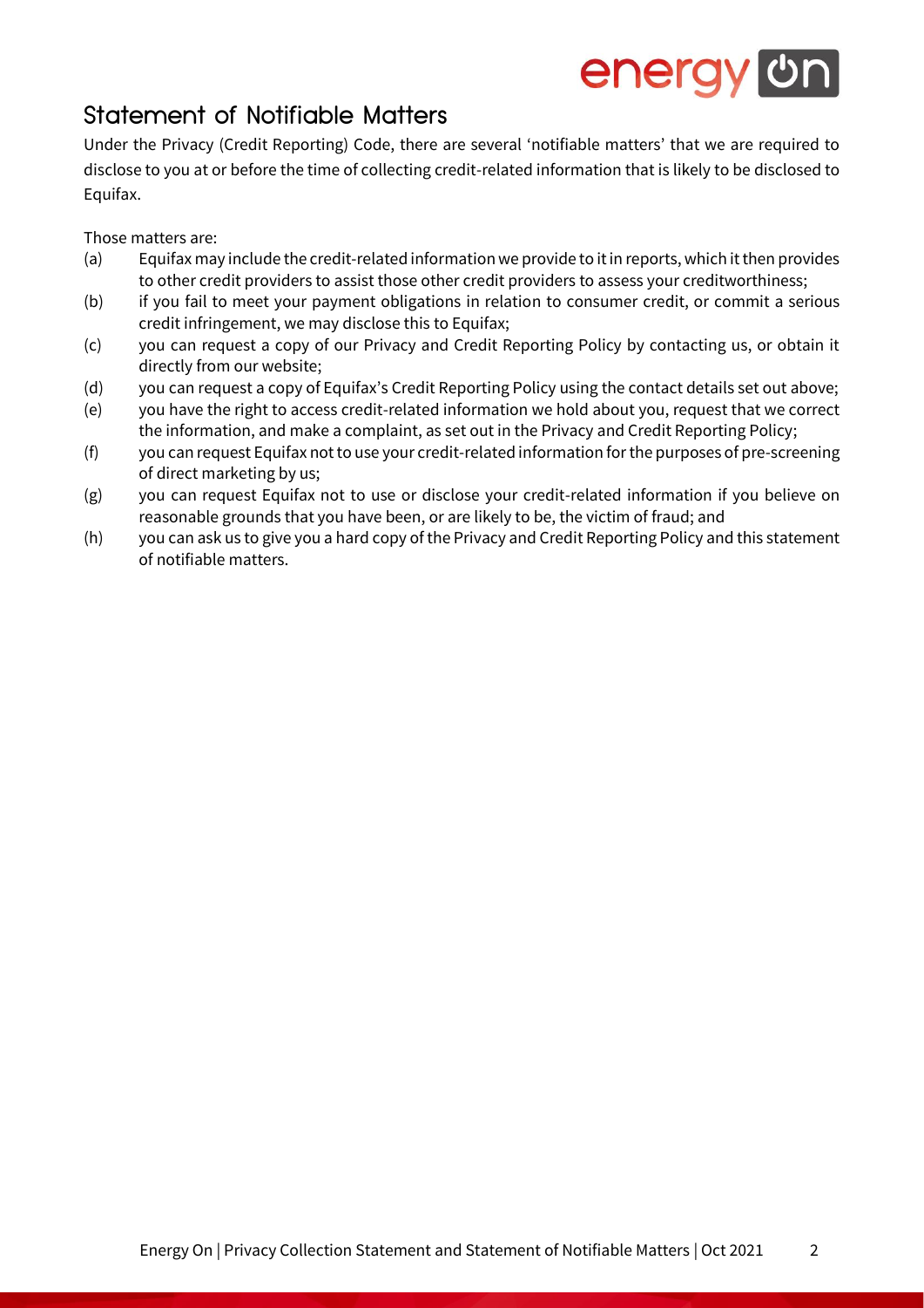## Statement of Notifiable Matters

Under the Privacy (Credit Reporting) Code, there are several 'notifiable matters' that we are required to disclose to you at or before the time of collecting credit-related information that is likely to be disclosed to Equifax.

Those matters are:

(a) Equifax may include the credit-related information we provide to it in reports, which it then provides to other credit providers to assist those other credit providers to assess your creditworthiness;

(b) if you fail to meet your payment obligations in relation to consumer credit, or commit a serious credit infringement, we may disclose this to Equifax;

(c) you can request a copy of our Privacy and Credit Reporting Policy by contacting us, or obtain it directly from our website;

(d) you can request a copy of Equifax's Credit Reporting Policy using the contact details set out above;

(e) you have the right to access credit-related information we hold about you, request that we correct the information, and make a complaint, as set out in the Privacy and Credit Reporting Policy;

(f) you can request Equifax not to use your credit-related information for the purposes of pre-screening of direct marketing by us;

(g) you can request Equifax not to use or disclose your credit-related information if you believe on reasonable grounds that you have been, or are likely to be, the victim of fraud; and

(h) you can ask us to give you a hard copy of the Privacy and Credit Reporting Policy and this statement of notifiable matters.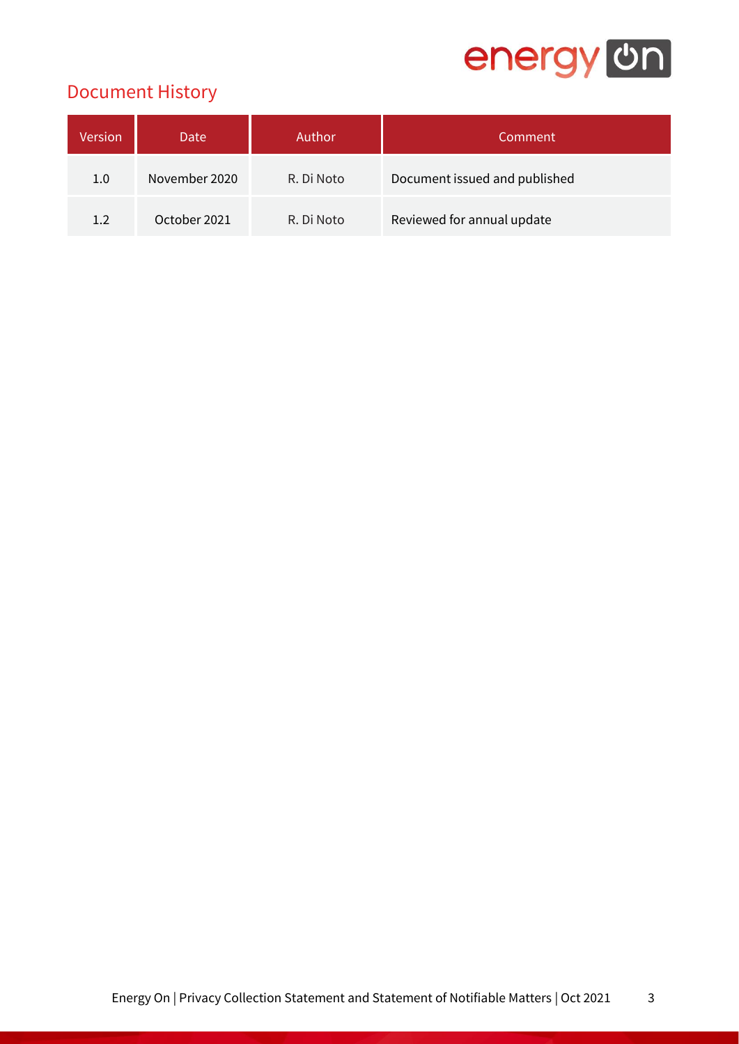## Document History

| Version | Date | Author | Comment |
|---|---|---|---|
| 1.0 | November 2020 | R. Di Noto | Document issued and published |
| 1.2 | October 2021 | R. Di Noto | Reviewed for annual update |